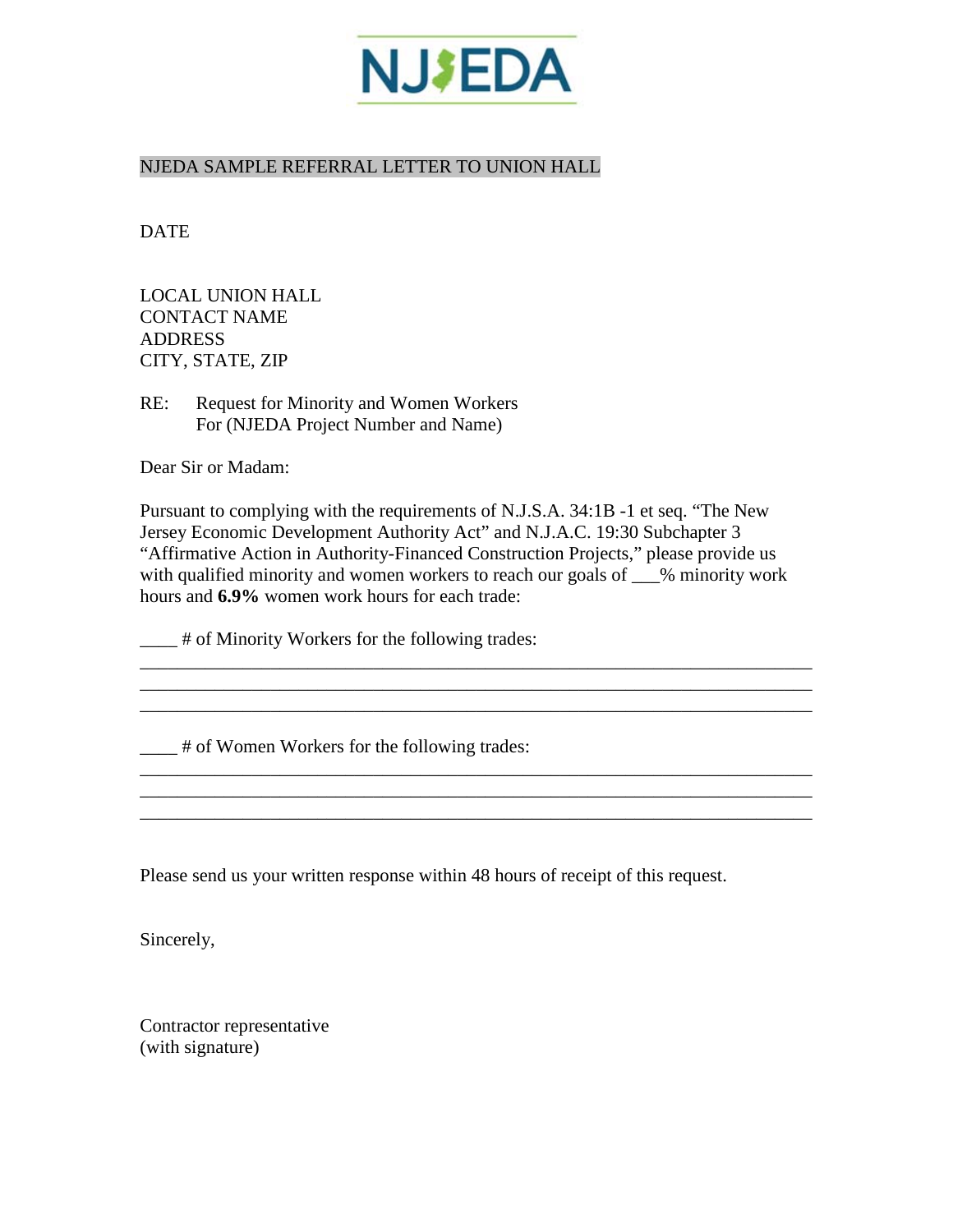NJEDA

NJEDA SAMPLE REFERRAL LETTER TO UNION HALL

DATE

LOCAL UNION HALL
CONTACT NAME
ADDRESS
CITY, STATE, ZIP

RE: Request for Minority and Women Workers
For (NJEDA Project Number and Name)

Dear Sir or Madam:

Pursuant to complying with the requirements of N.J.S.A. 34:1B -1 et seq. "The New Jersey Economic Development Authority Act" and N.J.A.C. 19:30 Subchapter 3 "Affirmative Action in Authority-Financed Construction Projects," please provide us with qualified minority and women workers to reach our goals of ___% minority work hours and **6.9%** women work hours for each trade:

____ # of Minority Workers for the following trades:
___________________________________________________________________________
___________________________________________________________________________
___________________________________________________________________________

____ # of Women Workers for the following trades:
___________________________________________________________________________
___________________________________________________________________________
___________________________________________________________________________

Please send us your written response within 48 hours of receipt of this request.

Sincerely,

Contractor representative
(with signature)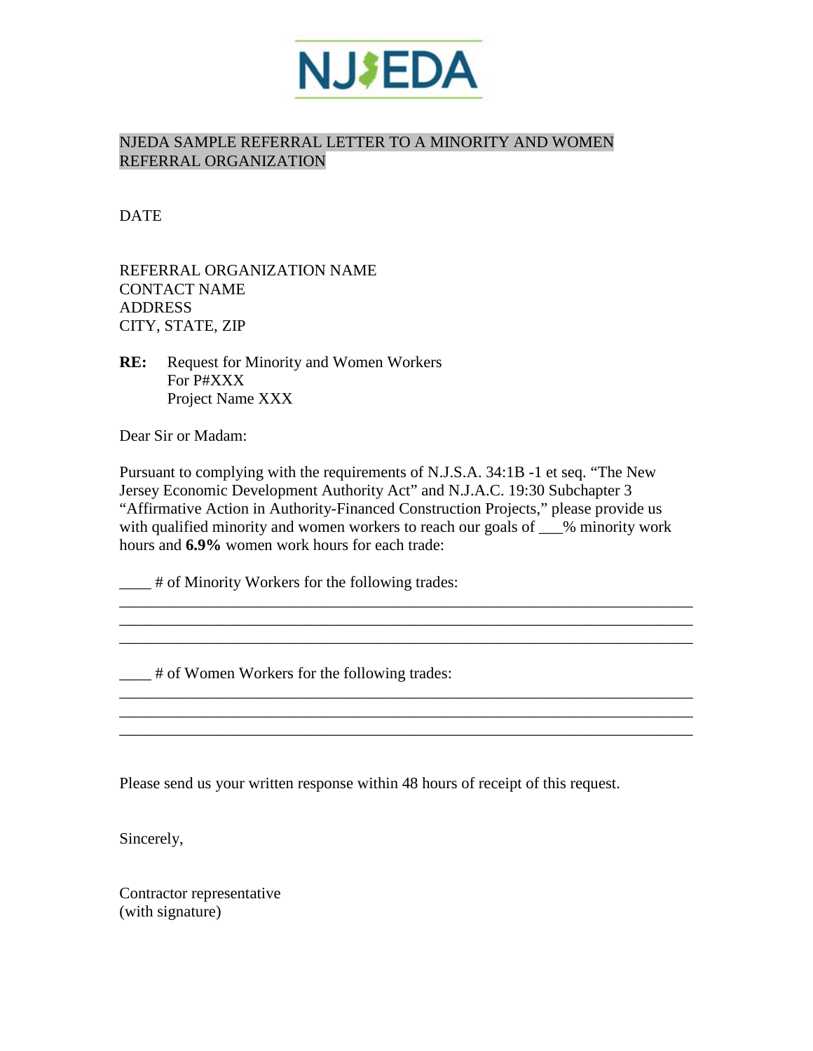NJEDA

NJEDA SAMPLE REFERRAL LETTER TO A MINORITY AND WOMEN REFERRAL ORGANIZATION

DATE

REFERRAL ORGANIZATION NAME
CONTACT NAME
ADDRESS
CITY, STATE, ZIP

**RE:** Request for Minority and Women Workers
For P#XXX
Project Name XXX

Dear Sir or Madam:

Pursuant to complying with the requirements of N.J.S.A. 34:1B -1 et seq. "The New Jersey Economic Development Authority Act" and N.J.A.C. 19:30 Subchapter 3 "Affirmative Action in Authority-Financed Construction Projects," please provide us with qualified minority and women workers to reach our goals of ___% minority work hours and **6.9%** women work hours for each trade:

____ # of Minority Workers for the following trades:

_______________________________________________________________________
_______________________________________________________________________
_______________________________________________________________________

____ # of Women Workers for the following trades:

_______________________________________________________________________
_______________________________________________________________________
_______________________________________________________________________

Please send us your written response within 48 hours of receipt of this request.

Sincerely,

Contractor representative
(with signature)